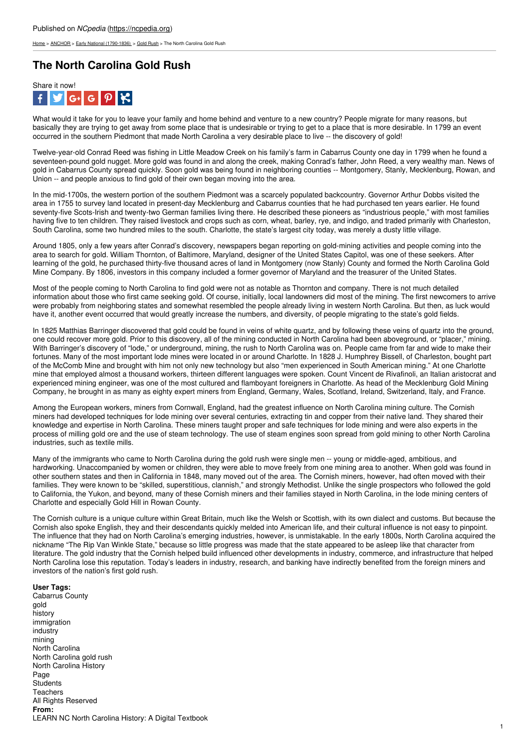Published on *NCpedia* (https://ncpedia.org)

Home > ANCHOR > Early National (1790-1836) > Gold Rush > The North Carolina Gold Rush

# The North Carolina Gold Rush

Share it now!

What would it take for you to leave your family and home behind and venture to a new country? People migrate for many reasons, but basically they are trying to get away from some place that is undesirable or trying to get to a place that is more desirable. In 1799 an event occurred in the southern Piedmont that made North Carolina a very desirable place to live -- the discovery of gold!

Twelve-year-old Conrad Reed was fishing in Little Meadow Creek on his family's farm in Cabarrus County one day in 1799 when he found a seventeen-pound gold nugget. More gold was found in and along the creek, making Conrad's father, John Reed, a very wealthy man. News of gold in Cabarrus County spread quickly. Soon gold was being found in neighboring counties -- Montgomery, Stanly, Mecklenburg, Rowan, and Union -- and people anxious to find gold of their own began moving into the area.

In the mid-1700s, the western portion of the southern Piedmont was a scarcely populated backcountry. Governor Arthur Dobbs visited the area in 1755 to survey land located in present-day Mecklenburg and Cabarrus counties that he had purchased ten years earlier. He found seventy-five Scots-Irish and twenty-two German families living there. He described these pioneers as "industrious people," with most families having five to ten children. They raised livestock and crops such as corn, wheat, barley, rye, and indigo, and traded primarily with Charleston, South Carolina, some two hundred miles to the south. Charlotte, the state's largest city today, was merely a dusty little village.

Around 1805, only a few years after Conrad's discovery, newspapers began reporting on gold-mining activities and people coming into the area to search for gold. William Thornton, of Baltimore, Maryland, designer of the United States Capitol, was one of these seekers. After learning of the gold, he purchased thirty-five thousand acres of land in Montgomery (now Stanly) County and formed the North Carolina Gold Mine Company. By 1806, investors in this company included a former governor of Maryland and the treasurer of the United States.

Most of the people coming to North Carolina to find gold were not as notable as Thornton and company. There is not much detailed information about those who first came seeking gold. Of course, initially, local landowners did most of the mining. The first newcomers to arrive were probably from neighboring states and somewhat resembled the people already living in western North Carolina. But then, as luck would have it, another event occurred that would greatly increase the numbers, and diversity, of people migrating to the state's gold fields.

In 1825 Matthias Barringer discovered that gold could be found in veins of white quartz, and by following these veins of quartz into the ground, one could recover more gold. Prior to this discovery, all of the mining conducted in North Carolina had been aboveground, or "placer," mining. With Barringer's discovery of "lode," or underground, mining, the rush to North Carolina was on. People came from far and wide to make their fortunes. Many of the most important lode mines were located in or around Charlotte. In 1828 J. Humphrey Bissell, of Charleston, bought part of the McComb Mine and brought with him not only new technology but also "men experienced in South American mining." At one Charlotte mine that employed almost a thousand workers, thirteen different languages were spoken. Count Vincent de Rivafinoli, an Italian aristocrat and experienced mining engineer, was one of the most cultured and flamboyant foreigners in Charlotte. As head of the Mecklenburg Gold Mining Company, he brought in as many as eighty expert miners from England, Germany, Wales, Scotland, Ireland, Switzerland, Italy, and France.

Among the European workers, miners from Cornwall, England, had the greatest influence on North Carolina mining culture. The Cornish miners had developed techniques for lode mining over several centuries, extracting tin and copper from their native land. They shared their knowledge and expertise in North Carolina. These miners taught proper and safe techniques for lode mining and were also experts in the process of milling gold ore and the use of steam technology. The use of steam engines soon spread from gold mining to other North Carolina industries, such as textile mills.

Many of the immigrants who came to North Carolina during the gold rush were single men -- young or middle-aged, ambitious, and hardworking. Unaccompanied by women or children, they were able to move freely from one mining area to another. When gold was found in other southern states and then in California in 1848, many moved out of the area. The Cornish miners, however, had often moved with their families. They were known to be "skilled, superstitious, clannish," and strongly Methodist. Unlike the single prospectors who followed the gold to California, the Yukon, and beyond, many of these Cornish miners and their families stayed in North Carolina, in the lode mining centers of Charlotte and especially Gold Hill in Rowan County.

The Cornish culture is a unique culture within Great Britain, much like the Welsh or Scottish, with its own dialect and customs. But because the Cornish also spoke English, they and their descendants quickly melded into American life, and their cultural influence is not easy to pinpoint. The influence that they had on North Carolina's emerging industries, however, is unmistakable. In the early 1800s, North Carolina acquired the nickname "The Rip Van Winkle State," because so little progress was made that the state appeared to be asleep like that character from literature. The gold industry that the Cornish helped build influenced other developments in industry, commerce, and infrastructure that helped North Carolina lose this reputation. Today's leaders in industry, research, and banking have indirectly benefited from the foreign miners and investors of the nation's first gold rush.

**User Tags:**
Cabarrus County
gold
history
immigration
industry
mining
North Carolina
North Carolina gold rush
North Carolina History
Page
Students
Teachers
All Rights Reserved
**From:**
LEARN NC North Carolina History: A Digital Textbook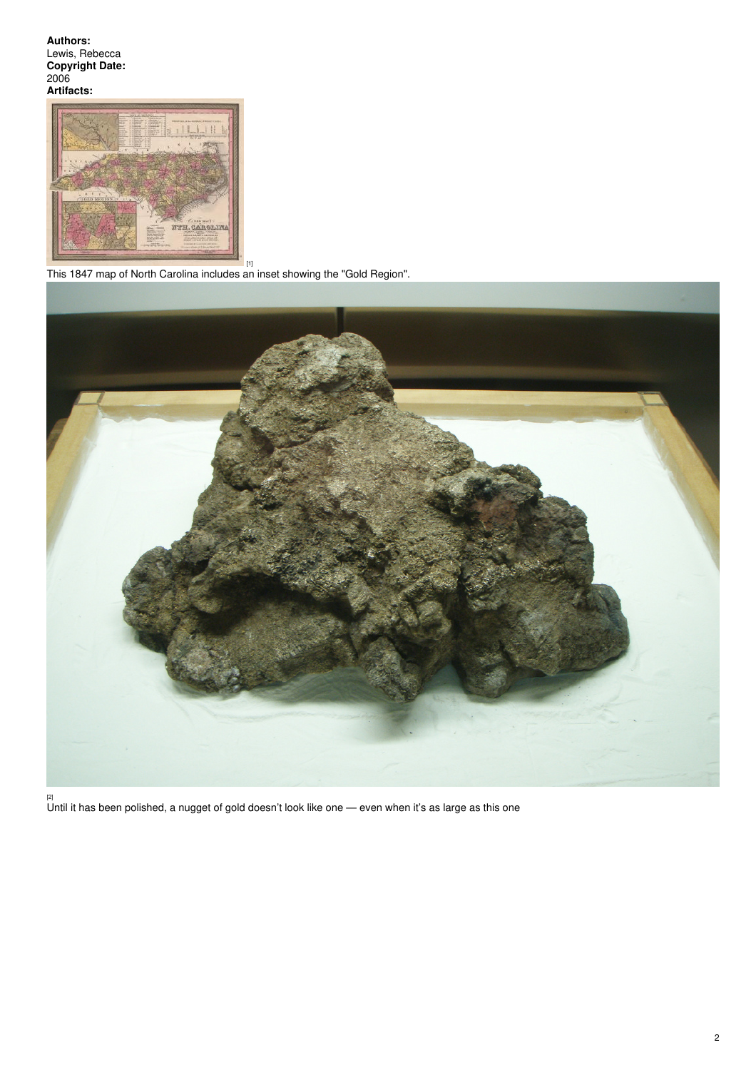**Authors:**
Lewis, Rebecca
**Copyright Date:**
2006
**Artifacts:**

[1]
This 1847 map of North Carolina includes an inset showing the "Gold Region".

[2]
Until it has been polished, a nugget of gold doesn't look like one — even when it's as large as this one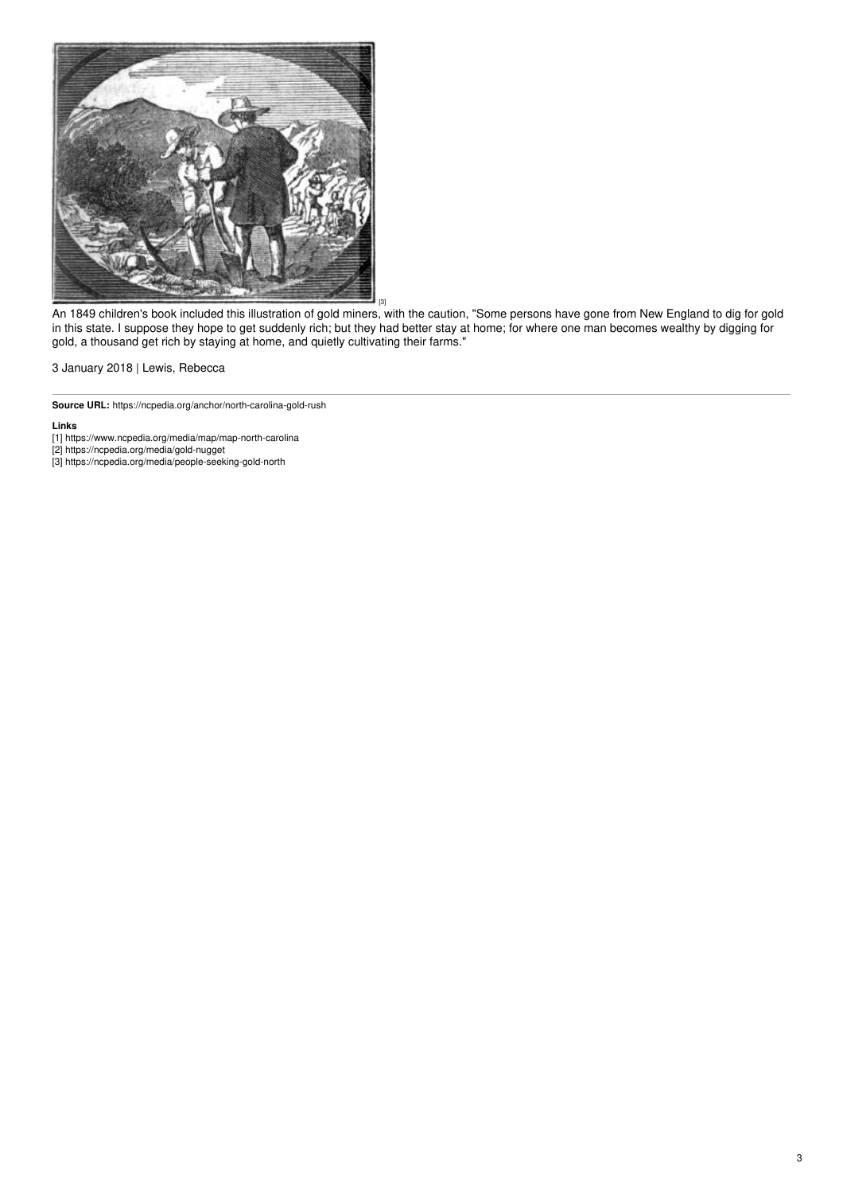[3]

An 1849 children's book included this illustration of gold miners, with the caution, "Some persons have gone from New England to dig for gold in this state. I suppose they hope to get suddenly rich; but they had better stay at home; for where one man becomes wealthy by digging for gold, a thousand get rich by staying at home, and quietly cultivating their farms."

3 January 2018 | Lewis, Rebecca

**Source URL:** https://ncpedia.org/anchor/north-carolina-gold-rush

**Links**

[1] https://www.ncpedia.org/media/map/map-north-carolina
[2] https://ncpedia.org/media/gold-nugget
[3] https://ncpedia.org/media/people-seeking-gold-north